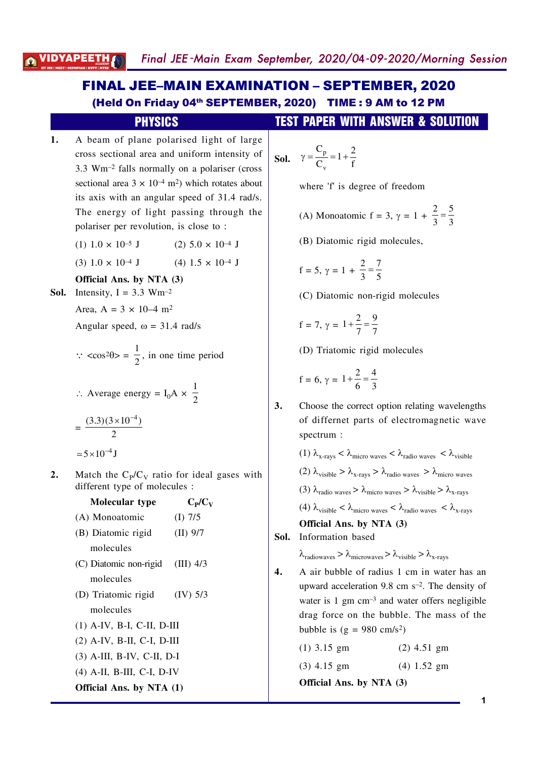# FINAL JEE–MAIN EXAMINATION – SEPTEMBER, 2020

**(Held On Friday 04th SEPTEMBER, 2020) TIME : 9 AM to 12 PM**

## PHYSICS — TEST PAPER WITH ANSWER & SOLUTION

**1.** A beam of plane polarised light of large cross sectional area and uniform intensity of 3.3 $Wm^{-2}$ falls normally on a polariser (cross sectional area $3 \times 10^{-4}$ $m^2$) which rotates about its axis with an angular speed of 31.4 rad/s. The energy of light passing through the polariser per revolution, is close to :

(1) $1.0 \times 10^{-5}$ J (2) $5.0 \times 10^{-4}$ J

(3) $1.0 \times 10^{-4}$ J (4) $1.5 \times 10^{-4}$ J

**Official Ans. by NTA (3)**

**Sol.** Intensity, I = 3.3 $Wm^{-2}$

Area, A = 3 × 10–4 $m^2$

Angular speed, ω = 31.4 rad/s

$\because$ $<\cos^2\theta> = \dfrac{1}{2}$, in one time period

$\therefore$ Average energy = $I_0 A \times \dfrac{1}{2}$

$$= \frac{(3.3)(3\times10^{-4})}{2}$$

$\simeq 5\times10^{-4}$ J

**2.** Match the $C_P/C_V$ ratio for ideal gases with different type of molecules :

| Molecular type | $C_P/C_V$ |
|---|---|
| (A) Monoatomic | (I) 7/5 |
| (B) Diatomic rigid molecules | (II) 9/7 |
| (C) Diatomic non-rigid molecules | (III) 4/3 |
| (D) Triatomic rigid molecules | (IV) 5/3 |

(1) A-IV, B-I, C-II, D-III

(2) A-IV, B-II, C-I, D-III

(3) A-III, B-IV, C-II, D-I

(4) A-II, B-III, C-I, D-IV

**Official Ans. by NTA (1)**

**Sol.** $\gamma = \dfrac{C_p}{C_v} = 1 + \dfrac{2}{f}$

where 'f' is degree of freedom

(A) Monoatomic f = 3, $\gamma = 1 + \dfrac{2}{3} = \dfrac{5}{3}$

(B) Diatomic rigid molecules,

f = 5, $\gamma = 1 + \dfrac{2}{3} = \dfrac{7}{5}$

(C) Diatomic non-rigid molecules

f = 7, $\gamma = 1 + \dfrac{2}{7} = \dfrac{9}{7}$

(D) Triatomic rigid molecules

f = 6, $\gamma = 1 + \dfrac{2}{6} = \dfrac{4}{3}$

**3.** Choose the correct option relating wavelengths of differnet parts of electromagnetic wave spectrum :

(1) $\lambda_{\text{x-rays}} < \lambda_{\text{micro waves}} < \lambda_{\text{radio waves}} < \lambda_{\text{visible}}$

(2) $\lambda_{\text{visible}} > \lambda_{\text{x-rays}} > \lambda_{\text{radio waves}} > \lambda_{\text{micro waves}}$

(3) $\lambda_{\text{radio waves}} > \lambda_{\text{micro waves}} > \lambda_{\text{visible}} > \lambda_{\text{x-rays}}$

(4) $\lambda_{\text{visible}} < \lambda_{\text{micro waves}} < \lambda_{\text{radio waves}} < \lambda_{\text{x-rays}}$

**Official Ans. by NTA (3)**

**Sol.** Information based

$\lambda_{\text{radiowaves}} > \lambda_{\text{microwaves}} > \lambda_{\text{visible}} > \lambda_{\text{x-rays}}$

**4.** A air bubble of radius 1 cm in water has an upward acceleration 9.8 cm $s^{-2}$. The density of water is 1 gm $cm^{-3}$ and water offers negligible drag force on the bubble. The mass of the bubble is (g = 980 cm/$s^2$)

(1) 3.15 gm (2) 4.51 gm

(3) 4.15 gm (4) 1.52 gm

**Official Ans. by NTA (3)**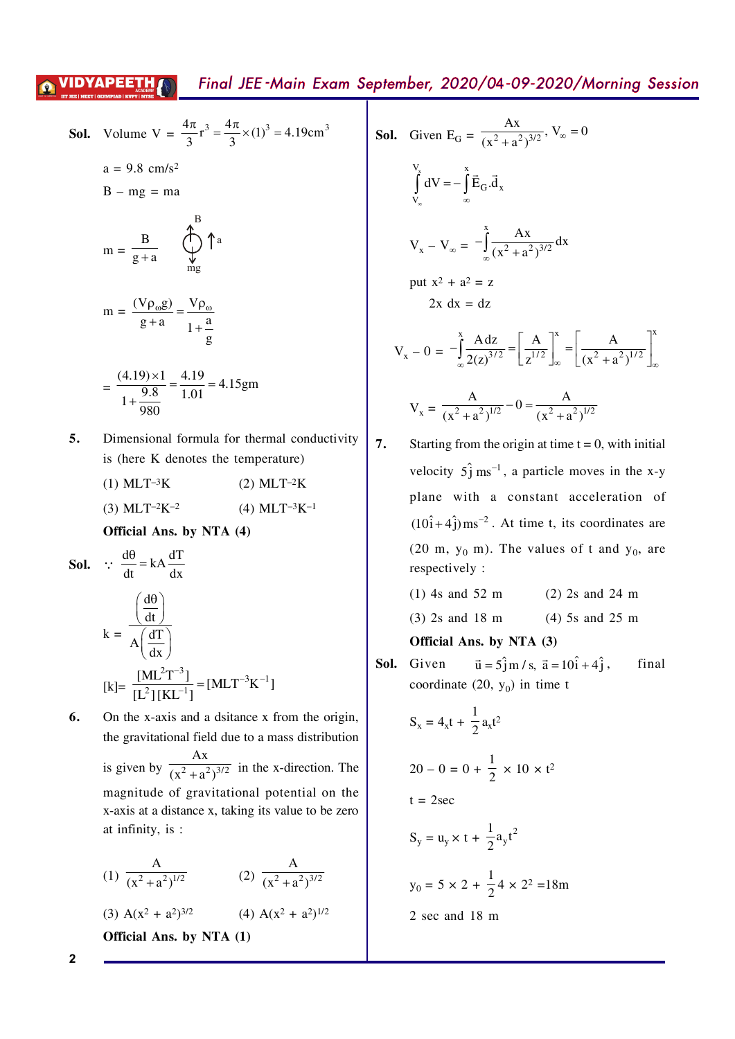**Sol.** Volume $V = \frac{4\pi}{3}r^3 = \frac{4\pi}{3}\times(1)^3 = 4.19\text{cm}^3$

$a = 9.8$ cm/s²

$B - mg = ma$

$$m = \frac{B}{g+a}$$

$$m = \frac{(V\rho_\omega g)}{g+a} = \frac{V\rho_\omega}{1+\frac{a}{g}}$$

$$= \frac{(4.19)\times 1}{1+\frac{9.8}{980}} = \frac{4.19}{1.01} = 4.15\text{gm}$$

**5.** Dimensional formula for thermal conductivity is (here K denotes the temperature)

(1) $MLT^{-3}K$  (2) $MLT^{-2}K$

(3) $MLT^{-2}K^{-2}$  (4) $MLT^{-3}K^{-1}$

**Official Ans. by NTA (4)**

**Sol.** $\because \frac{d\theta}{dt} = kA\frac{dT}{dx}$

$$k = \frac{\left(\frac{d\theta}{dt}\right)}{A\left(\frac{dT}{dx}\right)}$$

$$[k] = \frac{[ML^2T^{-3}]}{[L^2][KL^{-1}]} = [MLT^{-3}K^{-1}]$$

**6.** On the x-axis and a dsitance x from the origin, the gravitational field due to a mass distribution is given by $\frac{Ax}{(x^2+a^2)^{3/2}}$ in the x-direction. The magnitude of gravitational potential on the x-axis at a distance x, taking its value to be zero at infinity, is :

(1) $\frac{A}{(x^2+a^2)^{1/2}}$  (2) $\frac{A}{(x^2+a^2)^{3/2}}$

(3) $A(x^2 + a^2)^{3/2}$  (4) $A(x^2 + a^2)^{1/2}$

**Official Ans. by NTA (1)**

**Sol.** Given $E_G = \frac{Ax}{(x^2+a^2)^{3/2}}$, $V_\infty = 0$

$$\int_{V_\infty}^{V_x} dV = -\int_{\infty}^{x} \vec{E}_G.\vec{d}_x$$

$$V_x - V_\infty = -\int_{\infty}^{x} \frac{Ax}{(x^2+a^2)^{3/2}}dx$$

put $x^2 + a^2 = z$

$2x\,dx = dz$

$$V_x - 0 = -\int_{\infty}^{x} \frac{A\,dz}{2(z)^{3/2}} = \left[\frac{A}{z^{1/2}}\right]_{\infty}^{x} = \left[\frac{A}{(x^2+a^2)^{1/2}}\right]_{\infty}^{x}$$

$$V_x = \frac{A}{(x^2+a^2)^{1/2}} - 0 = \frac{A}{(x^2+a^2)^{1/2}}$$

**7.** Starting from the origin at time t = 0, with initial velocity $5\hat{j}\,\text{ms}^{-1}$, a particle moves in the x-y plane with a constant acceleration of $(10\hat{i}+4\hat{j})\text{ms}^{-2}$. At time t, its coordinates are (20 m, $y_0$ m). The values of t and $y_0$, are respectively :

(1) 4s and 52 m  (2) 2s and 24 m

(3) 2s and 18 m  (4) 5s and 25 m

**Official Ans. by NTA (3)**

**Sol.** Given $\vec{u} = 5\hat{j}\,m/s$, $\vec{a} = 10\hat{i}+4\hat{j}$, final coordinate (20, $y_0$) in time t

$S_x = 4_x t + \frac{1}{2}a_x t^2$

$20 - 0 = 0 + \frac{1}{2}\times 10\times t^2$

$t = 2\text{sec}$

$S_y = u_y \times t + \frac{1}{2}a_y t^2$

$y_0 = 5\times 2 + \frac{1}{2}4\times 2^2 = 18\text{m}$

2 sec and 18 m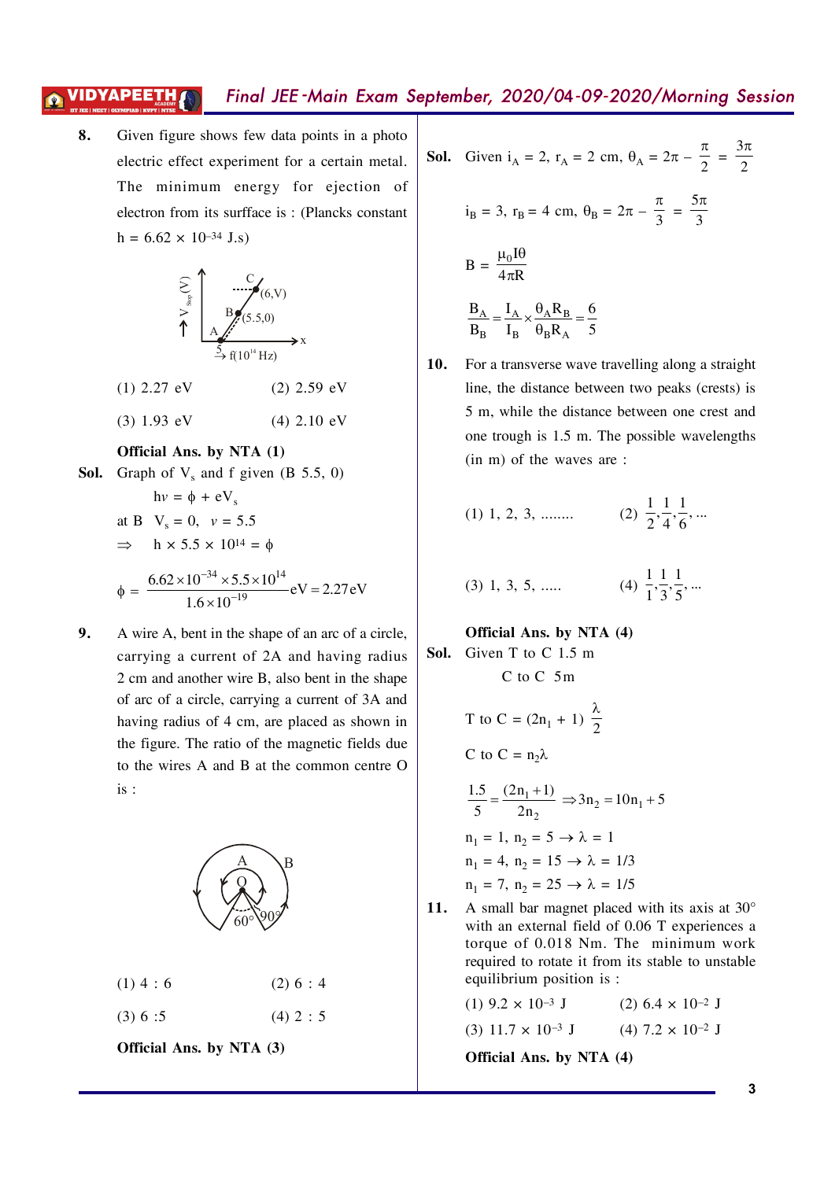**8.** Given figure shows few data points in a photo electric effect experiment for a certain metal. The minimum energy for ejection of electron from its surfface is : (Plancks constant $h = 6.62 \times 10^{-34}$ J.s)

(1) 2.27 eV (2) 2.59 eV

(3) 1.93 eV (4) 2.10 eV

**Official Ans. by NTA (1)**

**Sol.** Graph of $V_s$ and f given (B 5.5, 0)

$h\nu = \phi + eV_s$

at B $V_s = 0$, $\nu = 5.5$

$\Rightarrow$ $h \times 5.5 \times 10^{14} = \phi$

$$\phi = \frac{6.62 \times 10^{-34} \times 5.5 \times 10^{14}}{1.6 \times 10^{-19}} eV = 2.27 eV$$

**9.** A wire A, bent in the shape of an arc of a circle, carrying a current of 2A and having radius 2 cm and another wire B, also bent in the shape of arc of a circle, carrying a current of 3A and having radius of 4 cm, are placed as shown in the figure. The ratio of the magnetic fields due to the wires A and B at the common centre O is :

(1) 4 : 6 (2) 6 : 4

(3) 6 :5 (4) 2 : 5

**Official Ans. by NTA (3)**

**Sol.** Given $i_A = 2$, $r_A = 2$ cm, $\theta_A = 2\pi - \frac{\pi}{2} = \frac{3\pi}{2}$

$i_B = 3$, $r_B = 4$ cm, $\theta_B = 2\pi - \frac{\pi}{3} = \frac{5\pi}{3}$

$$B = \frac{\mu_0 I\theta}{4\pi R}$$

$$\frac{B_A}{B_B} = \frac{I_A}{I_B} \times \frac{\theta_A R_B}{\theta_B R_A} = \frac{6}{5}$$

**10.** For a transverse wave travelling along a straight line, the distance between two peaks (crests) is 5 m, while the distance between one crest and one trough is 1.5 m. The possible wavelengths (in m) of the waves are :

(1) 1, 2, 3, ........ (2) $\frac{1}{2}, \frac{1}{4}, \frac{1}{6}, ...$

(3) 1, 3, 5, ..... (4) $\frac{1}{1}, \frac{1}{3}, \frac{1}{5}, ...$

**Official Ans. by NTA (4)**

**Sol.** Given T to C 1.5 m

C to C 5m

T to C $= (2n_1 + 1)\frac{\lambda}{2}$

C to C $= n_2\lambda$

$$\frac{1.5}{5} = \frac{(2n_1 + 1)}{2n_2} \Rightarrow 3n_2 = 10n_1 + 5$$

$n_1 = 1$, $n_2 = 5 \rightarrow \lambda = 1$

$n_1 = 4$, $n_2 = 15 \rightarrow \lambda = 1/3$

$n_1 = 7$, $n_2 = 25 \rightarrow \lambda = 1/5$

**11.** A small bar magnet placed with its axis at 30° with an external field of 0.06 T experiences a torque of 0.018 Nm. The minimum work required to rotate it from its stable to unstable equilibrium position is :

(1) $9.2 \times 10^{-3}$ J (2) $6.4 \times 10^{-2}$ J

(3) $11.7 \times 10^{-3}$ J (4) $7.2 \times 10^{-2}$ J

**Official Ans. by NTA (4)**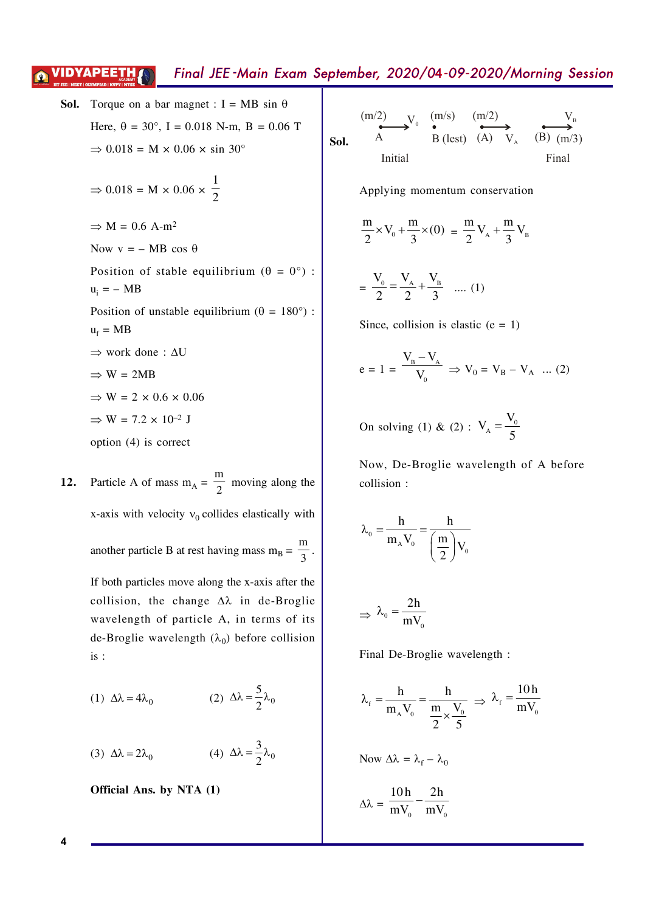**Sol.** Torque on a bar magnet : $I = MB \sin\theta$

Here, $\theta = 30°$, $I = 0.018$ N-m, $B = 0.06$ T

$\Rightarrow 0.018 = M \times 0.06 \times \sin 30°$

$\Rightarrow 0.018 = M \times 0.06 \times \frac{1}{2}$

$\Rightarrow M = 0.6 \text{ A-m}^2$

Now $v = -MB\cos\theta$

Position of stable equilibrium ($\theta = 0°$) : $u_i = -MB$

Position of unstable equilibrium ($\theta = 180°$) : $u_f = MB$

$\Rightarrow$ work done : $\Delta U$

$\Rightarrow W = 2MB$

$\Rightarrow W = 2 \times 0.6 \times 0.06$

$\Rightarrow W = 7.2 \times 10^{-2}$ J

option (4) is correct

**12.** Particle A of mass $m_A = \frac{m}{2}$ moving along the x-axis with velocity $v_0$ collides elastically with another particle B at rest having mass $m_B = \frac{m}{3}$. If both particles move along the x-axis after the collision, the change $\Delta\lambda$ in de-Broglie wavelength of particle A, in terms of its de-Broglie wavelength ($\lambda_0$) before collision is :

(1) $\Delta\lambda = 4\lambda_0$ (2) $\Delta\lambda = \frac{5}{2}\lambda_0$

(3) $\Delta\lambda = 2\lambda_0$ (4) $\Delta\lambda = \frac{3}{2}\lambda_0$

**Official Ans. by NTA (1)**

**Sol.** Initial: A (m/2) moving with $V_0$; B (m/s) (lest)

Final: (A) (m/2) moving with $V_A$; (B) (m/3) moving with $V_B$

Applying momentum conservation

$$\frac{m}{2} \times V_0 + \frac{m}{3} \times (0) = \frac{m}{2}V_A + \frac{m}{3}V_B$$

$$= \frac{V_0}{2} = \frac{V_A}{2} + \frac{V_B}{3} \quad \text{.... (1)}$$

Since, collision is elastic (e = 1)

$$e = 1 = \frac{V_B - V_A}{V_0} \Rightarrow V_0 = V_B - V_A \quad \text{... (2)}$$

On solving (1) & (2) : $V_A = \frac{V_0}{5}$

Now, De-Broglie wavelength of A before collision :

$$\lambda_0 = \frac{h}{m_A V_0} = \frac{h}{\left(\frac{m}{2}\right)V_0}$$

$$\Rightarrow \lambda_0 = \frac{2h}{mV_0}$$

Final De-Broglie wavelength :

$$\lambda_f = \frac{h}{m_A V_0} = \frac{h}{\frac{m}{2} \times \frac{V_0}{5}} \Rightarrow \lambda_f = \frac{10h}{mV_0}$$

Now $\Delta\lambda = \lambda_f - \lambda_0$

$$\Delta\lambda = \frac{10h}{mV_0} - \frac{2h}{mV_0}$$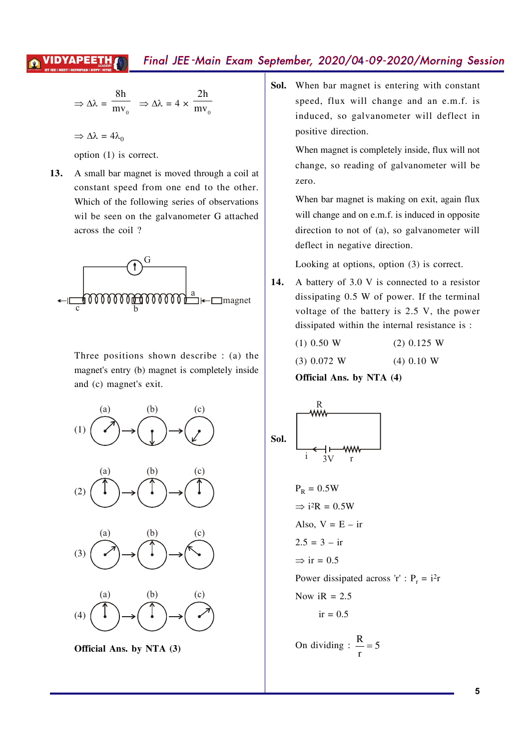$\Rightarrow \Delta\lambda = \frac{8h}{mv_0} \quad \Rightarrow \Delta\lambda = 4 \times \frac{2h}{mv_0}$

$\Rightarrow \Delta\lambda = 4\lambda_0$

option (1) is correct.

**13.** A small bar magnet is moved through a coil at constant speed from one end to the other. Which of the following series of observations wil be seen on the galvanometer G attached across the coil ?

Three positions shown describe : (a) the magnet's entry (b) magnet is completely inside and (c) magnet's exit.

**Official Ans. by NTA (3)**

**Sol.** When bar magnet is entering with constant speed, flux will change and an e.m.f. is induced, so galvanometer will deflect in positive direction.

When magnet is completely inside, flux will not change, so reading of galvanometer will be zero.

When bar magnet is making on exit, again flux will change and on e.m.f. is induced in opposite direction to not of (a), so galvanometer will deflect in negative direction.

Looking at options, option (3) is correct.

**14.** A battery of 3.0 V is connected to a resistor dissipating 0.5 W of power. If the terminal voltage of the battery is 2.5 V, the power dissipated within the internal resistance is :

(1) 0.50 W (2) 0.125 W

(3) 0.072 W (4) 0.10 W

**Official Ans. by NTA (4)**

**Sol.**

$P_R = 0.5W$

$\Rightarrow i^2R = 0.5W$

Also, $V = E - ir$

$2.5 = 3 - ir$

$\Rightarrow ir = 0.5$

Power dissipated across 'r' : $P_r = i^2r$

Now $iR = 2.5$

$ir = 0.5$

On dividing : $\frac{R}{r} = 5$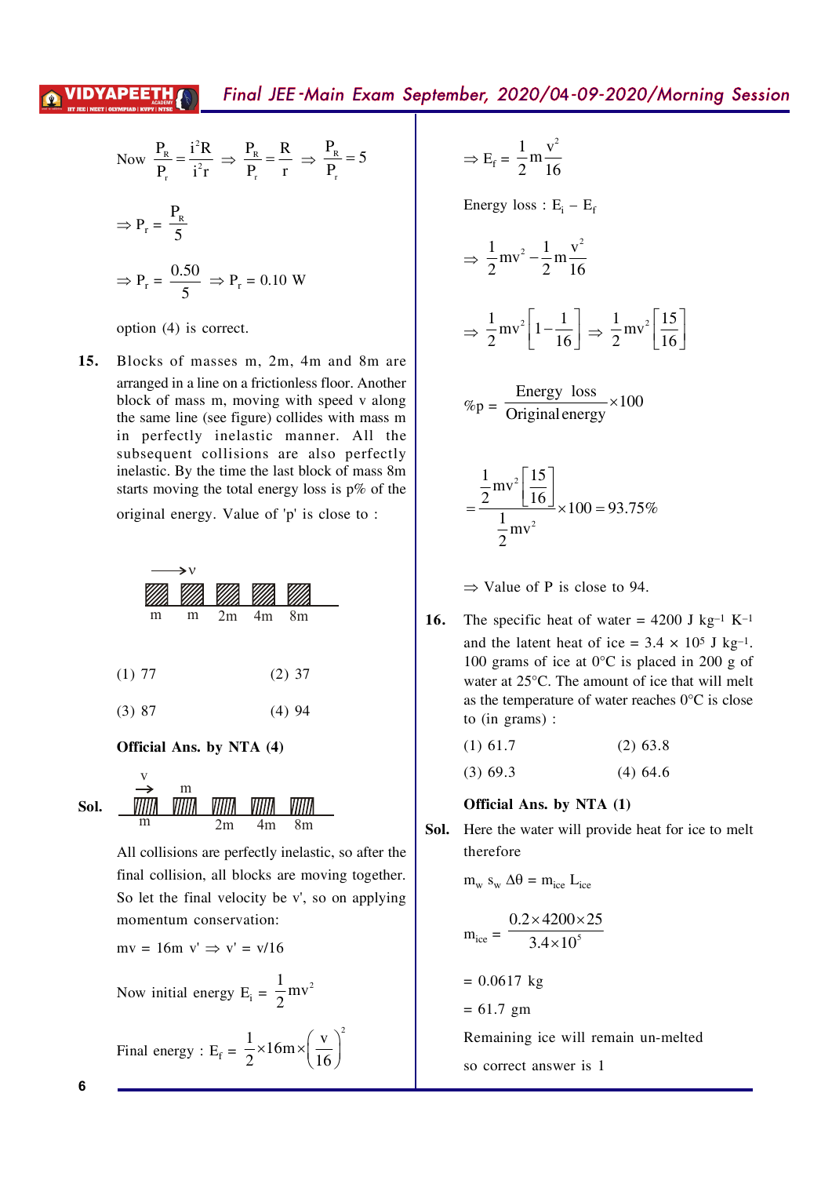Now $\frac{P_R}{P_r} = \frac{i^2R}{i^2r} \Rightarrow \frac{P_R}{P_r} = \frac{R}{r} \Rightarrow \frac{P_R}{P_r} = 5$

$\Rightarrow P_r = \frac{P_R}{5}$

$\Rightarrow P_r = \frac{0.50}{5} \Rightarrow P_r = 0.10$ W

option (4) is correct.

**15.** Blocks of masses m, 2m, 4m and 8m are arranged in a line on a frictionless floor. Another block of mass m, moving with speed v along the same line (see figure) collides with mass m in perfectly inelastic manner. All the subsequent collisions are also perfectly inelastic. By the time the last block of mass 8m starts moving the total energy loss is p% of the original energy. Value of 'p' is close to :

(1) 77 (2) 37

(3) 87 (4) 94

**Official Ans. by NTA (4)**

**Sol.** All collisions are perfectly inelastic, so after the final collision, all blocks are moving together. So let the final velocity be v', so on applying momentum conservation:

$mv = 16m\,v' \Rightarrow v' = v/16$

Now initial energy $E_i = \frac{1}{2}mv^2$

Final energy : $E_f = \frac{1}{2} \times 16m \times \left(\frac{v}{16}\right)^2$

$\Rightarrow E_f = \frac{1}{2}m\frac{v^2}{16}$

Energy loss : $E_i - E_f$

$\Rightarrow \frac{1}{2}mv^2 - \frac{1}{2}m\frac{v^2}{16}$

$\Rightarrow \frac{1}{2}mv^2\left[1 - \frac{1}{16}\right] \Rightarrow \frac{1}{2}mv^2\left[\frac{15}{16}\right]$

$$\%p = \frac{\text{Energy loss}}{\text{Original energy}} \times 100$$

$$= \frac{\frac{1}{2}mv^2\left[\frac{15}{16}\right]}{\frac{1}{2}mv^2} \times 100 = 93.75\%$$

$\Rightarrow$ Value of P is close to 94.

**16.** The specific heat of water = 4200 J kg$^{-1}$ K$^{-1}$ and the latent heat of ice = $3.4 \times 10^5$ J kg$^{-1}$. 100 grams of ice at 0°C is placed in 200 g of water at 25°C. The amount of ice that will melt as the temperature of water reaches 0°C is close to (in grams) :

(1) 61.7 (2) 63.8

(3) 69.3 (4) 64.6

**Official Ans. by NTA (1)**

**Sol.** Here the water will provide heat for ice to melt therefore

$m_w\, s_w\, \Delta\theta = m_{ice}\, L_{ice}$

$$m_{ice} = \frac{0.2 \times 4200 \times 25}{3.4 \times 10^5}$$

$= 0.0617$ kg

$= 61.7$ gm

Remaining ice will remain un-melted

so correct answer is 1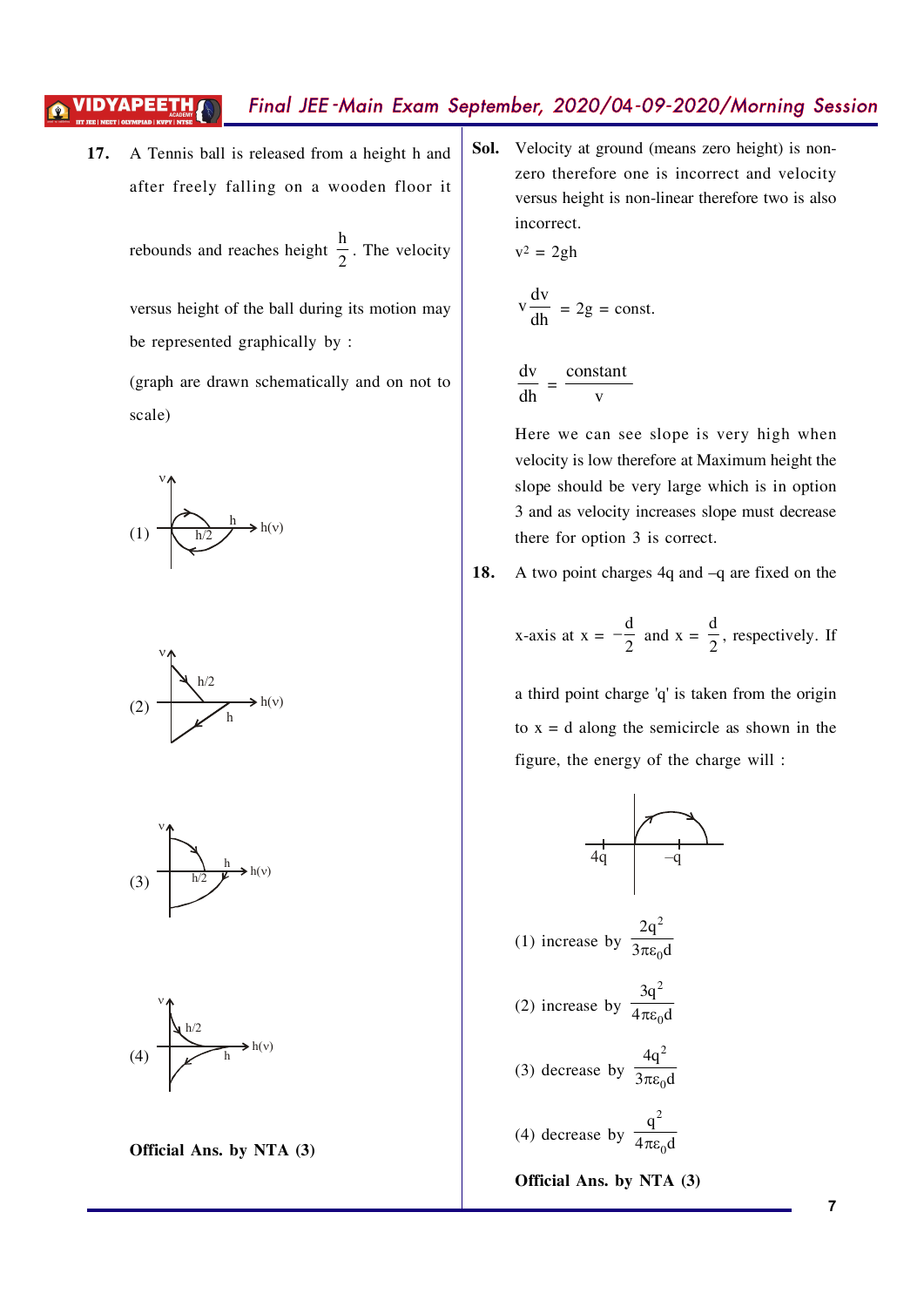**17.** A Tennis ball is released from a height h and after freely falling on a wooden floor it rebounds and reaches height $\frac{h}{2}$. The velocity versus height of the ball during its motion may be represented graphically by :

(graph are drawn schematically and on not to scale)

(1) [Graph: v vs h(v), with labels h/2 and h]

(2) [Graph: v vs h(v), with labels h/2 and h]

(3) [Graph: v vs h(v), with labels h/2 and h]

(4) [Graph: v vs h(v), with labels h/2 and h]

**Official Ans. by NTA (3)**

**Sol.** Velocity at ground (means zero height) is non-zero therefore one is incorrect and velocity versus height is non-linear therefore two is also incorrect.

$v^2 = 2gh$

$$v\frac{dv}{dh} = 2g = \text{const.}$$

$$\frac{dv}{dh} = \frac{\text{constant}}{v}$$

Here we can see slope is very high when velocity is low therefore at Maximum height the slope should be very large which is in option 3 and as velocity increases slope must decrease there for option 3 is correct.

**18.** A two point charges 4q and –q are fixed on the x-axis at $x = -\frac{d}{2}$ and $x = \frac{d}{2}$, respectively. If a third point charge 'q' is taken from the origin to x = d along the semicircle as shown in the figure, the energy of the charge will :

[Figure: charges 4q and –q on x-axis, semicircular path from origin to x = d]

(1) increase by $\frac{2q^2}{3\pi\varepsilon_0 d}$

(2) increase by $\frac{3q^2}{4\pi\varepsilon_0 d}$

(3) decrease by $\frac{4q^2}{3\pi\varepsilon_0 d}$

(4) decrease by $\frac{q^2}{4\pi\varepsilon_0 d}$

**Official Ans. by NTA (3)**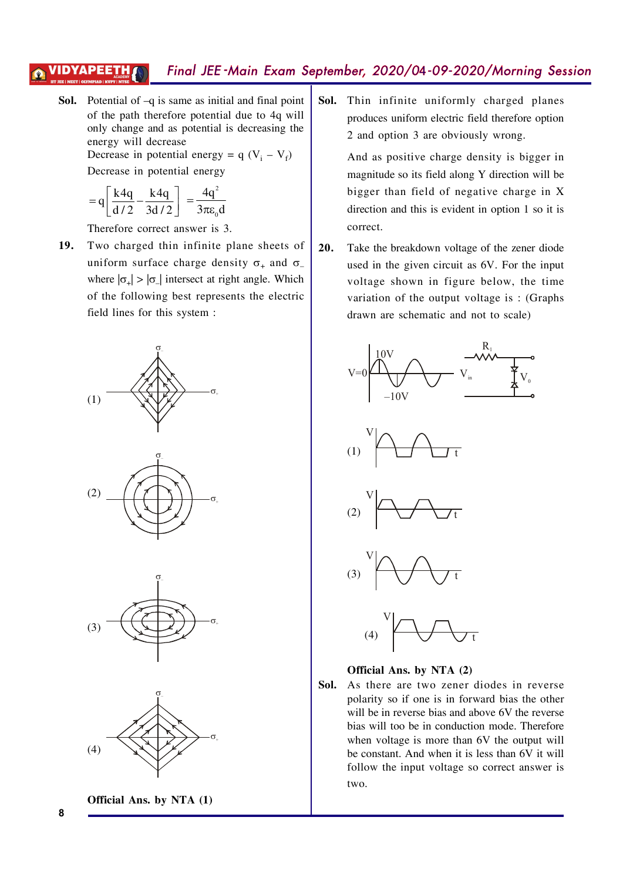**Sol.** Potential of –q is same as initial and final point of the path therefore potential due to 4q will only change and as potential is decreasing the energy will decrease

Decrease in potential energy = q ($V_i$ – $V_f$)

Decrease in potential energy

$$= q\left[\frac{k4q}{d/2} - \frac{k4q}{3d/2}\right] = \frac{4q^2}{3\pi\varepsilon_0 d}$$

Therefore correct answer is 3.

**19.** Two charged thin infinite plane sheets of uniform surface charge density $\sigma_+$ and $\sigma_-$ where $|\sigma_+| > |\sigma_-|$ intersect at right angle. Which of the following best represents the electric field lines for this system :

(1)

(2)

(3)

(4)

**Official Ans. by NTA (1)**

**Sol.** Thin infinite uniformly charged planes produces uniform electric field therefore option 2 and option 3 are obviously wrong.

And as positive charge density is bigger in magnitude so its field along Y direction will be bigger than field of negative charge in X direction and this is evident in option 1 so it is correct.

**20.** Take the breakdown voltage of the zener diode used in the given circuit as 6V. For the input voltage shown in figure below, the time variation of the output voltage is : (Graphs drawn are schematic and not to scale)

(1)

(2)

(3)

(4)

**Official Ans. by NTA (2)**

**Sol.** As there are two zener diodes in reverse polarity so if one is in forward bias the other will be in reverse bias and above 6V the reverse bias will too be in conduction mode. Therefore when voltage is more than 6V the output will be constant. And when it is less than 6V it will follow the input voltage so correct answer is two.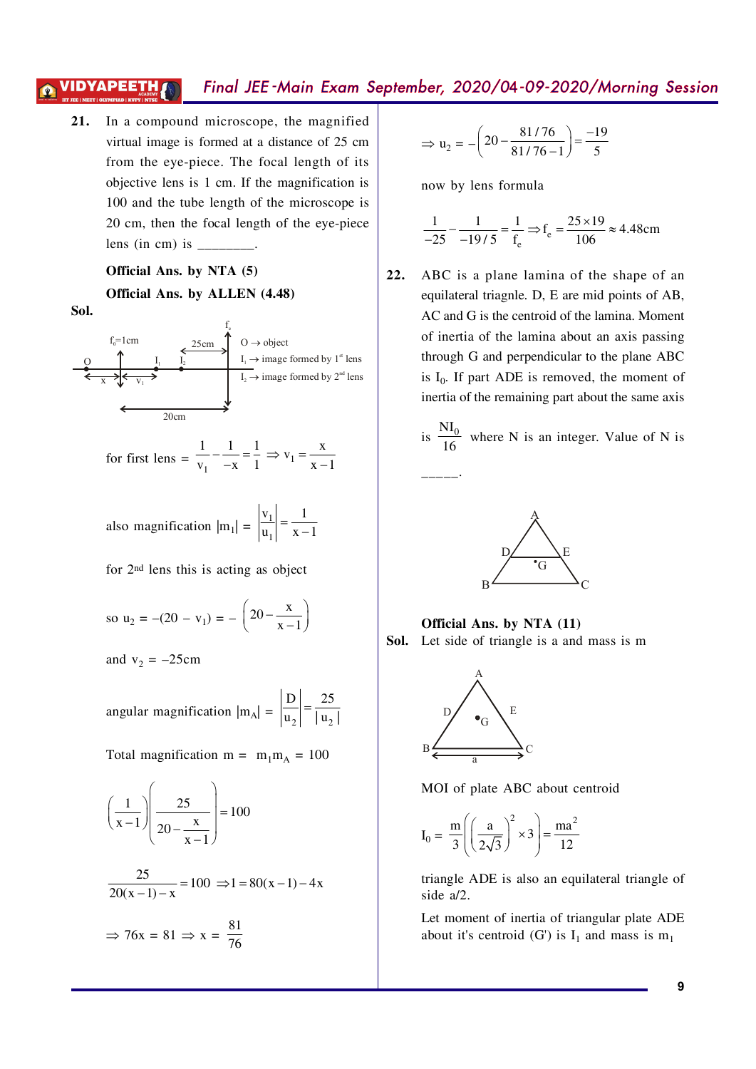**21.** In a compound microscope, the magnified virtual image is formed at a distance of 25 cm from the eye-piece. The focal length of its objective lens is 1 cm. If the magnification is 100 and the tube length of the microscope is 20 cm, then the focal length of the eye-piece lens (in cm) is ________.

**Official Ans. by NTA (5)**

**Official Ans. by ALLEN (4.48)**

**Sol.**

$f_0 = 1$cm, 25cm, $f_e$, O, $I_1$, $I_2$, x, $v_1$, 20cm

O → object

$I_1$ → image formed by 1st lens

$I_2$ → image formed by 2nd lens

for first lens = $\frac{1}{v_1} - \frac{1}{-x} = \frac{1}{1} \Rightarrow v_1 = \frac{x}{x-1}$

also magnification $|m_1| = \left|\frac{v_1}{u_1}\right| = \frac{1}{x-1}$

for 2nd lens this is acting as object

so $u_2 = -(20 - v_1) = -\left(20 - \frac{x}{x-1}\right)$

and $v_2 = -25$cm

angular magnification $|m_A| = \left|\frac{D}{u_2}\right| = \frac{25}{|u_2|}$

Total magnification $m = m_1 m_A = 100$

$$\left(\frac{1}{x-1}\right)\left(\frac{25}{20 - \frac{x}{x-1}}\right) = 100$$

$$\frac{25}{20(x-1) - x} = 100 \Rightarrow 1 = 80(x-1) - 4x$$

$$\Rightarrow 76x = 81 \Rightarrow x = \frac{81}{76}$$

$$\Rightarrow u_2 = -\left(20 - \frac{81/76}{81/76 - 1}\right) = \frac{-19}{5}$$

now by lens formula

$$\frac{1}{-25} - \frac{1}{-19/5} = \frac{1}{f_e} \Rightarrow f_e = \frac{25 \times 19}{106} \approx 4.48\text{cm}$$

**22.** ABC is a plane lamina of the shape of an equilateral triagnle. D, E are mid points of AB, AC and G is the centroid of the lamina. Moment of inertia of the lamina about an axis passing through G and perpendicular to the plane ABC is $I_0$. If part ADE is removed, the moment of inertia of the remaining part about the same axis is $\frac{NI_0}{16}$ where N is an integer. Value of N is _____.

**Official Ans. by NTA (11)**

**Sol.** Let side of triangle is a and mass is m

MOI of plate ABC about centroid

$$I_0 = \frac{m}{3}\left(\left(\frac{a}{2\sqrt{3}}\right)^2 \times 3\right) = \frac{ma^2}{12}$$

triangle ADE is also an equilateral triangle of side a/2.

Let moment of inertia of triangular plate ADE about it's centroid (G') is $I_1$ and mass is $m_1$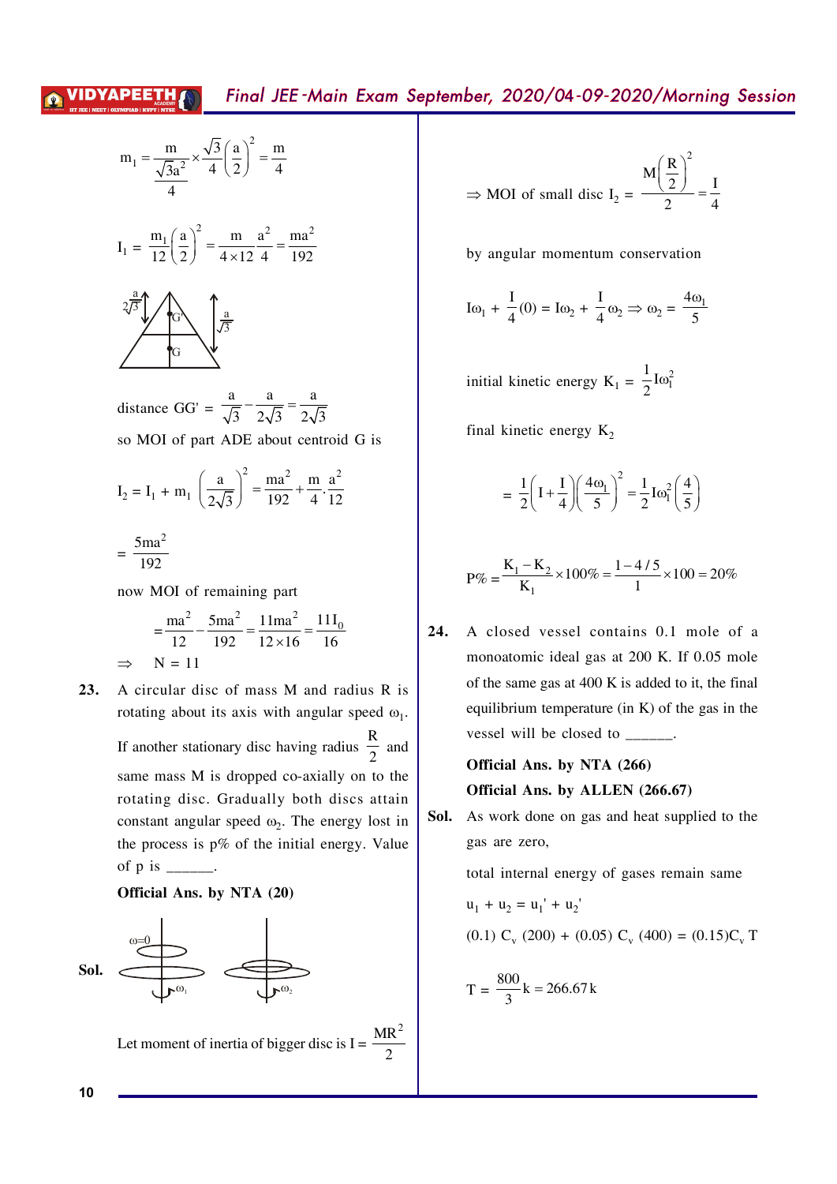$$m_1 = \frac{m}{\frac{\sqrt{3}a^2}{4}} \times \frac{\sqrt{3}}{4}\left(\frac{a}{2}\right)^2 = \frac{m}{4}$$

$$I_1 = \frac{m_1}{12}\left(\frac{a}{2}\right)^2 = \frac{m}{4 \times 12}\frac{a^2}{4} = \frac{ma^2}{192}$$

distance $GG' = \frac{a}{\sqrt{3}} - \frac{a}{2\sqrt{3}} = \frac{a}{2\sqrt{3}}$

so MOI of part ADE about centroid G is

$$I_2 = I_1 + m_1\left(\frac{a}{2\sqrt{3}}\right)^2 = \frac{ma^2}{192} + \frac{m}{4}\cdot\frac{a^2}{12}$$

$$= \frac{5ma^2}{192}$$

now MOI of remaining part

$$= \frac{ma^2}{12} - \frac{5ma^2}{192} = \frac{11ma^2}{12 \times 16} = \frac{11I_0}{16}$$

$\Rightarrow \quad N = 11$

**23.** A circular disc of mass M and radius R is rotating about its axis with angular speed $\omega_1$. If another stationary disc having radius $\frac{R}{2}$ and same mass M is dropped co-axially on to the rotating disc. Gradually both discs attain constant angular speed $\omega_2$. The energy lost in the process is p% of the initial energy. Value of p is ______.

**Official Ans. by NTA (20)**

**Sol.**

Let moment of inertia of bigger disc is $I = \frac{MR^2}{2}$

$\Rightarrow$ MOI of small disc $I_2 = \frac{M\left(\frac{R}{2}\right)^2}{2} = \frac{I}{4}$

by angular momentum conservation

$$I\omega_1 + \frac{I}{4}(0) = I\omega_2 + \frac{I}{4}\omega_2 \Rightarrow \omega_2 = \frac{4\omega_1}{5}$$

initial kinetic energy $K_1 = \frac{1}{2}I\omega_1^2$

final kinetic energy $K_2$

$$= \frac{1}{2}\left(I + \frac{I}{4}\right)\left(\frac{4\omega_1}{5}\right)^2 = \frac{1}{2}I\omega_1^2\left(\frac{4}{5}\right)$$

$$P\% = \frac{K_1 - K_2}{K_1} \times 100\% = \frac{1 - 4/5}{1} \times 100 = 20\%$$

**24.** A closed vessel contains 0.1 mole of a monoatomic ideal gas at 200 K. If 0.05 mole of the same gas at 400 K is added to it, the final equilibrium temperature (in K) of the gas in the vessel will be closed to ______.

**Official Ans. by NTA (266)**

**Official Ans. by ALLEN (266.67)**

**Sol.** As work done on gas and heat supplied to the gas are zero,

total internal energy of gases remain same

$$u_1 + u_2 = u_1' + u_2'$$

$$(0.1)\, C_v\, (200) + (0.05)\, C_v\, (400) = (0.15) C_v\, T$$

$$T = \frac{800}{3}k = 266.67\,k$$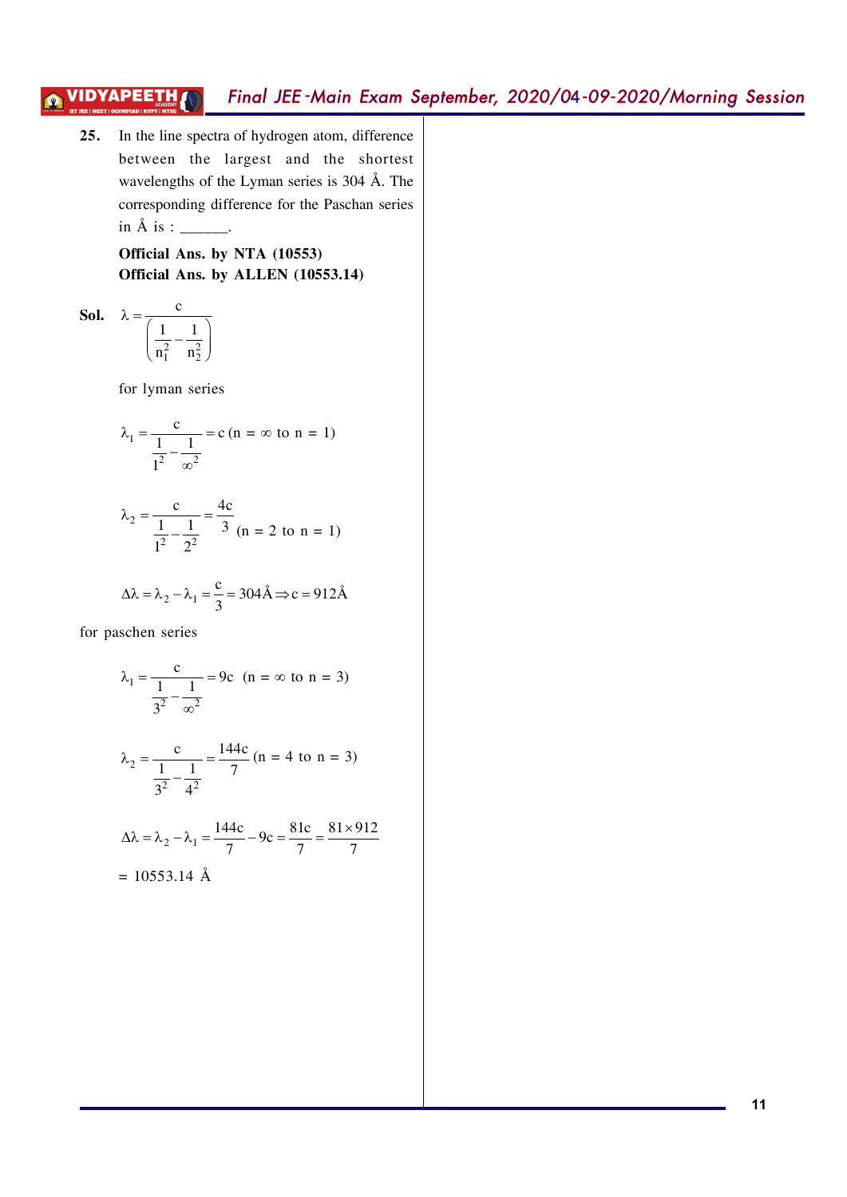**25.** In the line spectra of hydrogen atom, difference between the largest and the shortest wavelengths of the Lyman series is 304 Å. The corresponding difference for the Paschan series in Å is : ______.

**Official Ans. by NTA (10553)**
**Official Ans. by ALLEN (10553.14)**

**Sol.** $\lambda = \dfrac{c}{\left(\dfrac{1}{n_1^2} - \dfrac{1}{n_2^2}\right)}$

for lyman series

$$\lambda_1 = \frac{c}{\dfrac{1}{1^2} - \dfrac{1}{\infty^2}} = c \;(n = \infty \text{ to } n = 1)$$

$$\lambda_2 = \frac{c}{\dfrac{1}{1^2} - \dfrac{1}{2^2}} = \frac{4c}{3} \;(n = 2 \text{ to } n = 1)$$

$$\Delta\lambda = \lambda_2 - \lambda_1 = \frac{c}{3} = 304\text{Å} \Rightarrow c = 912\text{Å}$$

for paschen series

$$\lambda_1 = \frac{c}{\dfrac{1}{3^2} - \dfrac{1}{\infty^2}} = 9c \;\;(n = \infty \text{ to } n = 3)$$

$$\lambda_2 = \frac{c}{\dfrac{1}{3^2} - \dfrac{1}{4^2}} = \frac{144c}{7} \;(n = 4 \text{ to } n = 3)$$

$$\Delta\lambda = \lambda_2 - \lambda_1 = \frac{144c}{7} - 9c = \frac{81c}{7} = \frac{81 \times 912}{7}$$

$= 10553.14$ Å